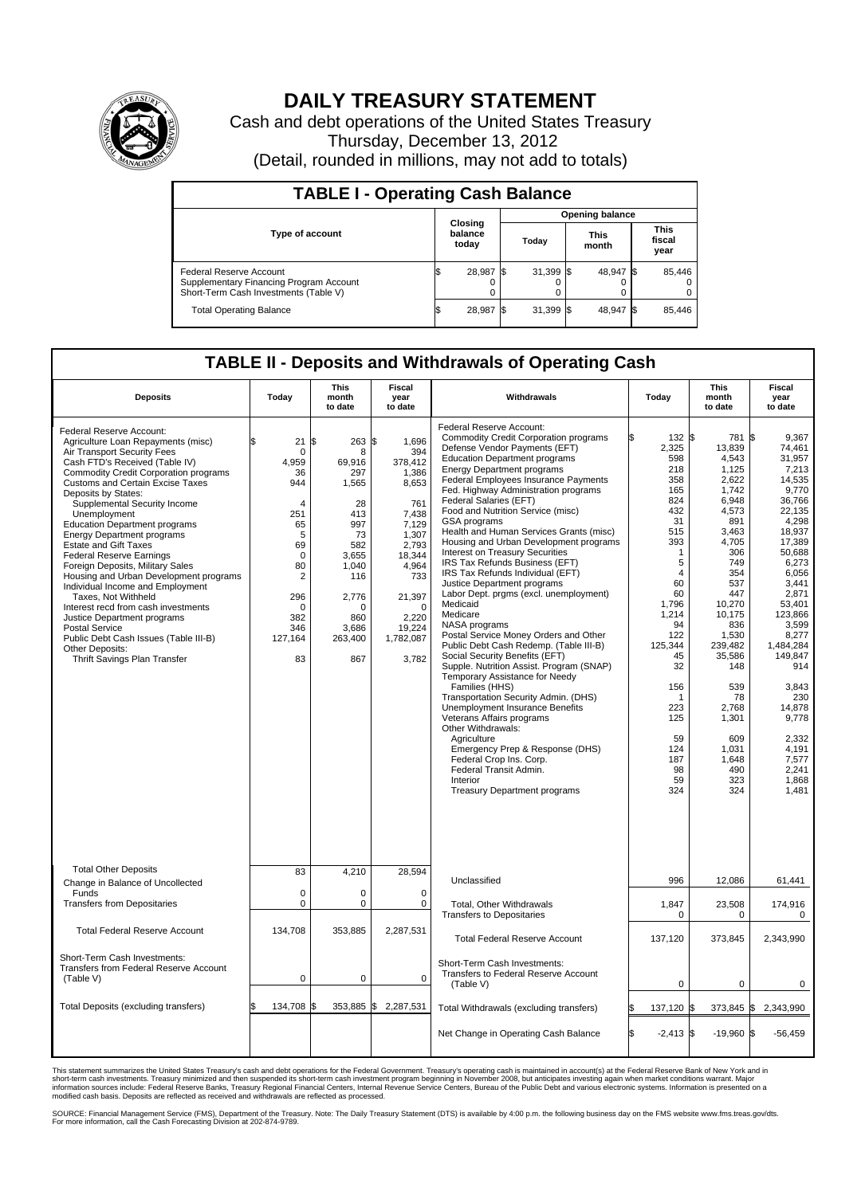# DAILY TREASURY STATEMENT

Cash and debt operations of the United States Treasury

Thursday, December 13, 2012

(Detail, rounded in millions, may not add to totals)

## TABLE I - Operating Cash Balance

| Type of account | Closing balance today | Opening balance Today | Opening balance This month | Opening balance This fiscal year |
|---|---|---|---|---|
| Federal Reserve Account | $ 28,987 | $ 31,399 | $ 48,947 | $ 85,446 |
| Supplementary Financing Program Account | 0 | 0 | 0 | 0 |
| Short-Term Cash Investments (Table V) | 0 | 0 | 0 | 0 |
| Total Operating Balance | $ 28,987 | $ 31,399 | $ 48,947 | $ 85,446 |

## TABLE II - Deposits and Withdrawals of Operating Cash

| Deposits | Today | This month to date | Fiscal year to date | Withdrawals | Today | This month to date | Fiscal year to date |
|---|---|---|---|---|---|---|---|
| Federal Reserve Account: | | | | Federal Reserve Account: | | | |
| Agriculture Loan Repayments (misc) | $ 21 | $ 263 | $ 1,696 | Commodity Credit Corporation programs | $ 132 | $ 781 | $ 9,367 |
| Air Transport Security Fees | 0 | 8 | 394 | Defense Vendor Payments (EFT) | 2,325 | 13,839 | 74,461 |
| Cash FTD's Received (Table IV) | 4,959 | 69,916 | 378,412 | Education Department programs | 598 | 4,543 | 31,957 |
| Commodity Credit Corporation programs | 36 | 297 | 1,386 | Energy Department programs | 218 | 1,125 | 7,213 |
| Customs and Certain Excise Taxes | 944 | 1,565 | 8,653 | Federal Employees Insurance Payments | 358 | 2,622 | 14,535 |
| Deposits by States: | | | | Fed. Highway Administration programs | 165 | 1,742 | 9,770 |
| Supplemental Security Income | 4 | 28 | 761 | Federal Salaries (EFT) | 824 | 6,948 | 36,766 |
| Unemployment | 251 | 413 | 7,438 | Food and Nutrition Service (misc) | 432 | 4,573 | 22,135 |
| Education Department programs | 65 | 997 | 7,129 | GSA programs | 31 | 891 | 4,298 |
| Energy Department programs | 5 | 73 | 1,307 | Health and Human Services Grants (misc) | 515 | 3,463 | 18,937 |
| Estate and Gift Taxes | 69 | 582 | 2,793 | Housing and Urban Development programs | 393 | 4,705 | 17,389 |
| Federal Reserve Earnings | 0 | 3,655 | 18,344 | Interest on Treasury Securities | 1 | 306 | 50,688 |
| Foreign Deposits, Military Sales | 80 | 1,040 | 4,964 | IRS Tax Refunds Business (EFT) | 5 | 749 | 6,273 |
| Housing and Urban Development programs | 2 | 116 | 733 | IRS Tax Refunds Individual (EFT) | 4 | 354 | 6,056 |
| Individual Income and Employment | | | | Justice Department programs | 60 | 537 | 3,441 |
| Taxes, Not Withheld | 296 | 2,776 | 21,397 | Labor Dept. prgms (excl. unemployment) | 60 | 447 | 2,871 |
| Interest recd from cash investments | 0 | 0 | 0 | Medicaid | 1,796 | 10,270 | 53,401 |
| Justice Department programs | 382 | 860 | 2,220 | Medicare | 1,214 | 10,175 | 123,866 |
| Postal Service | 346 | 3,686 | 19,224 | NASA programs | 94 | 836 | 3,599 |
| Public Debt Cash Issues (Table III-B) | 127,164 | 263,400 | 1,782,087 | Postal Service Money Orders and Other | 122 | 1,530 | 8,277 |
| Other Deposits: | | | | Public Debt Cash Redemp. (Table III-B) | 125,344 | 239,482 | 1,484,284 |
| Thrift Savings Plan Transfer | 83 | 867 | 3,782 | Social Security Benefits (EFT) | 45 | 35,586 | 149,847 |
| | | | | Supple. Nutrition Assist. Program (SNAP) | 32 | 148 | 914 |
| | | | | Temporary Assistance for Needy Families (HHS) | 156 | 539 | 3,843 |
| | | | | Transportation Security Admin. (DHS) | 1 | 78 | 230 |
| | | | | Unemployment Insurance Benefits | 223 | 2,768 | 14,878 |
| | | | | Veterans Affairs programs | 125 | 1,301 | 9,778 |
| | | | | Other Withdrawals: | | | |
| | | | | Agriculture | 59 | 609 | 2,332 |
| | | | | Emergency Prep & Response (DHS) | 124 | 1,031 | 4,191 |
| | | | | Federal Crop Ins. Corp. | 187 | 1,648 | 7,577 |
| | | | | Federal Transit Admin. | 98 | 490 | 2,241 |
| | | | | Interior | 59 | 323 | 1,868 |
| | | | | Treasury Department programs | 324 | 324 | 1,481 |
| Total Other Deposits | 83 | 4,210 | 28,594 | Unclassified | 996 | 12,086 | 61,441 |
| Change in Balance of Uncollected Funds | 0 | 0 | 0 | | | | |
| Transfers from Depositaries | 0 | 0 | 0 | Total, Other Withdrawals | 1,847 | 23,508 | 174,916 |
| | | | | Transfers to Depositaries | 0 | 0 | 0 |
| Total Federal Reserve Account | 134,708 | 353,885 | 2,287,531 | Total Federal Reserve Account | 137,120 | 373,845 | 2,343,990 |
| Short-Term Cash Investments: Transfers from Federal Reserve Account (Table V) | 0 | 0 | 0 | Short-Term Cash Investments: Transfers to Federal Reserve Account (Table V) | 0 | 0 | 0 |
| Total Deposits (excluding transfers) | $ 134,708 | $ 353,885 | $ 2,287,531 | Total Withdrawals (excluding transfers) | $ 137,120 | $ 373,845 | $ 2,343,990 |
| | | | | Net Change in Operating Cash Balance | $ -2,413 | $ -19,960 | $ -56,459 |

This statement summarizes the United States Treasury's cash and debt operations for the Federal Government. Treasury's operating cash is maintained in account(s) at the Federal Reserve Bank of New York and in short-term cash investments. Treasury minimized and then suspended its short-term cash investment program beginning in November 2008, but anticipates investing again when market conditions warrant. Major information sources include: Federal Reserve Banks, Treasury Regional Financial Centers, Internal Revenue Service Centers, Bureau of the Public Debt and various electronic systems. Information is presented on a modified cash basis. Deposits are reflected as received and withdrawals are reflected as processed.

SOURCE: Financial Management Service (FMS), Department of the Treasury. Note: The Daily Treasury Statement (DTS) is available by 4:00 p.m. the following business day on the FMS website www.fms.treas.gov/dts. For more information, call the Cash Forecasting Division at 202-874-9789.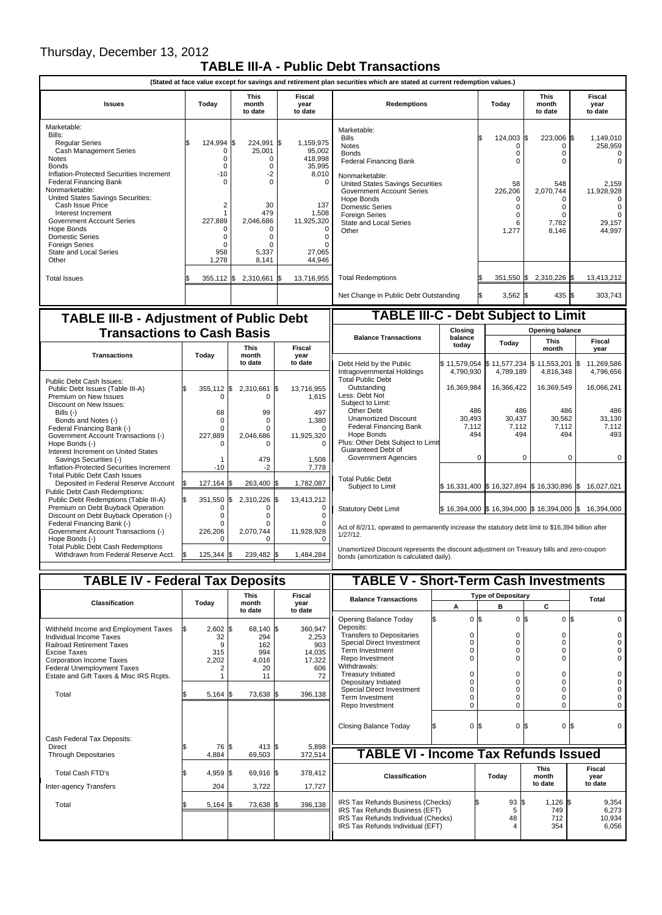Thursday, December 13, 2012

# TABLE III-A - Public Debt Transactions

(Stated at face value except for savings and retirement plan securities which are stated at current redemption values.)

| Issues | Today | This month to date | Fiscal year to date |
|---|---|---|---|
| Marketable: | | | |
| Bills: | | | |
| Regular Series | $ 124,994 | $ 224,991 | $ 1,159,975 |
| Cash Management Series | 0 | 25,001 | 95,002 |
| Notes | 0 | 0 | 418,998 |
| Bonds | 0 | 0 | 35,995 |
| Inflation-Protected Securities Increment | -10 | -2 | 8,010 |
| Federal Financing Bank | 0 | 0 | 0 |
| Nonmarketable: | | | |
| United States Savings Securities: | | | |
| Cash Issue Price | 2 | 30 | 137 |
| Interest Increment | 1 | 479 | 1,508 |
| Government Account Series | 227,889 | 2,046,686 | 11,925,320 |
| Hope Bonds | 0 | 0 | 0 |
| Domestic Series | 0 | 0 | 0 |
| Foreign Series | 0 | 0 | 0 |
| State and Local Series | 958 | 5,337 | 27,065 |
| Other | 1,278 | 8,141 | 44,946 |
| Total Issues | $ 355,112 | $ 2,310,661 | $ 13,716,955 |

| Redemptions | Today | This month to date | Fiscal year to date |
|---|---|---|---|
| Marketable: | | | |
| Bills | $ 124,003 | $ 223,006 | $ 1,149,010 |
| Notes | 0 | 0 | 258,959 |
| Bonds | 0 | 0 | 0 |
| Federal Financing Bank | 0 | 0 | 0 |
| Nonmarketable: | | | |
| United States Savings Securities | 58 | 548 | 2,159 |
| Government Account Series | 226,206 | 2,070,744 | 11,928,928 |
| Hope Bonds | 0 | 0 | 0 |
| Domestic Series | 0 | 0 | 0 |
| Foreign Series | 0 | 0 | 0 |
| State and Local Series | 6 | 7,782 | 29,157 |
| Other | 1,277 | 8,146 | 44,997 |
| Total Redemptions | $ 351,550 | $ 2,310,226 | $ 13,413,212 |
| Net Change in Public Debt Outstanding | $ 3,562 | $ 435 | $ 303,743 |

# TABLE III-B - Adjustment of Public Debt Transactions to Cash Basis

| Transactions | Today | This month to date | Fiscal year to date |
|---|---|---|---|
| Public Debt Cash Issues: | | | |
| Public Debt Issues (Table III-A) | $ 355,112 | $ 2,310,661 | $ 13,716,955 |
| Premium on New Issues | 0 | 0 | 1,615 |
| Discount on New Issues: | | | |
| Bills (-) | 68 | 99 | 497 |
| Bonds and Notes (-) | 0 | 0 | 1,380 |
| Federal Financing Bank (-) | 0 | 0 | 0 |
| Government Account Transactions (-) | 227,889 | 2,046,686 | 11,925,320 |
| Hope Bonds (-) | 0 | 0 | 0 |
| Interest Increment on United States Savings Securities (-) | 1 | 479 | 1,508 |
| Inflation-Protected Securities Increment | -10 | -2 | 7,778 |
| Total Public Debt Cash Issues Deposited in Federal Reserve Account | $ 127,164 | $ 263,400 | $ 1,782,087 |
| Public Debt Cash Redemptions: | | | |
| Public Debt Redemptions (Table III-A) | $ 351,550 | $ 2,310,226 | $ 13,413,212 |
| Premium on Debt Buyback Operation | 0 | 0 | 0 |
| Discount on Debt Buyback Operation (-) | 0 | 0 | 0 |
| Federal Financing Bank (-) | 0 | 0 | 0 |
| Government Account Transactions (-) | 226,206 | 2,070,744 | 11,928,928 |
| Hope Bonds (-) | 0 | 0 | 0 |
| Total Public Debt Cash Redemptions Withdrawn from Federal Reserve Acct. | $ 125,344 | $ 239,482 | $ 1,484,284 |

# TABLE III-C - Debt Subject to Limit

| Balance Transactions | Closing balance today | Opening balance Today | Opening balance This month | Opening balance Fiscal year |
|---|---|---|---|---|
| Debt Held by the Public | $ 11,579,054 | $ 11,577,234 | $ 11,553,201 | $ 11,269,586 |
| Intragovernmental Holdings | 4,790,930 | 4,789,189 | 4,816,348 | 4,796,656 |
| Total Public Debt Outstanding | 16,369,984 | 16,366,422 | 16,369,549 | 16,066,241 |
| Less: Debt Not Subject to Limit: | | | | |
| Other Debt | 486 | 486 | 486 | 486 |
| Unamortized Discount | 30,493 | 30,437 | 30,562 | 31,130 |
| Federal Financing Bank | 7,112 | 7,112 | 7,112 | 7,112 |
| Hope Bonds | 494 | 494 | 494 | 493 |
| Plus: Other Debt Subject to Limit | | | | |
| Guaranteed Debt of Government Agencies | 0 | 0 | 0 | 0 |
| Total Public Debt Subject to Limit | $ 16,331,400 | $ 16,327,894 | $ 16,330,896 | $ 16,027,021 |
| Statutory Debt Limit | $ 16,394,000 | $ 16,394,000 | $ 16,394,000 | $ 16,394,000 |

Act of 8/2/11, operated to permanently increase the statutory debt limit to $16,394 billion after 1/27/12.

Unamortized Discount represents the discount adjustment on Treasury bills and zero-coupon bonds (amortization is calculated daily).

# TABLE IV - Federal Tax Deposits

| Classification | Today | This month to date | Fiscal year to date |
|---|---|---|---|
| Withheld Income and Employment Taxes | $ 2,602 | $ 68,140 | $ 360,947 |
| Individual Income Taxes | 32 | 294 | 2,253 |
| Railroad Retirement Taxes | 9 | 162 | 903 |
| Excise Taxes | 315 | 994 | 14,035 |
| Corporation Income Taxes | 2,202 | 4,016 | 17,322 |
| Federal Unemployment Taxes | 2 | 20 | 606 |
| Estate and Gift Taxes & Misc IRS Rcpts. | 1 | 11 | 72 |
| Total | $ 5,164 | $ 73,638 | $ 396,138 |
| Cash Federal Tax Deposits: | | | |
| Direct | $ 76 | $ 413 | $ 5,898 |
| Through Depositaries | 4,884 | 69,503 | 372,514 |
| Total Cash FTD's | $ 4,959 | $ 69,916 | $ 378,412 |
| Inter-agency Transfers | 204 | 3,722 | 17,727 |
| Total | $ 5,164 | $ 73,638 | $ 396,138 |

# TABLE V - Short-Term Cash Investments

| Balance Transactions | Type of Depositary A | Type of Depositary B | Type of Depositary C | Total |
|---|---|---|---|---|
| Opening Balance Today | $ 0 | $ 0 | $ 0 | $ 0 |
| Deposits: | | | | |
| Transfers to Depositaries | 0 | 0 | 0 | 0 |
| Special Direct Investment | 0 | 0 | 0 | 0 |
| Term Investment | 0 | 0 | 0 | 0 |
| Repo Investment | 0 | 0 | 0 | 0 |
| Withdrawals: | | | | |
| Treasury Initiated | 0 | 0 | 0 | 0 |
| Depositary Initiated | 0 | 0 | 0 | 0 |
| Special Direct Investment | 0 | 0 | 0 | 0 |
| Term Investment | 0 | 0 | 0 | 0 |
| Repo Investment | 0 | 0 | 0 | 0 |
| Closing Balance Today | $ 0 | $ 0 | $ 0 | $ 0 |

# TABLE VI - Income Tax Refunds Issued

| Classification | Today | This month to date | Fiscal year to date |
|---|---|---|---|
| IRS Tax Refunds Business (Checks) | $ 93 | $ 1,126 | $ 9,354 |
| IRS Tax Refunds Business (EFT) | 5 | 749 | 6,273 |
| IRS Tax Refunds Individual (Checks) | 48 | 712 | 10,934 |
| IRS Tax Refunds Individual (EFT) | 4 | 354 | 6,056 |